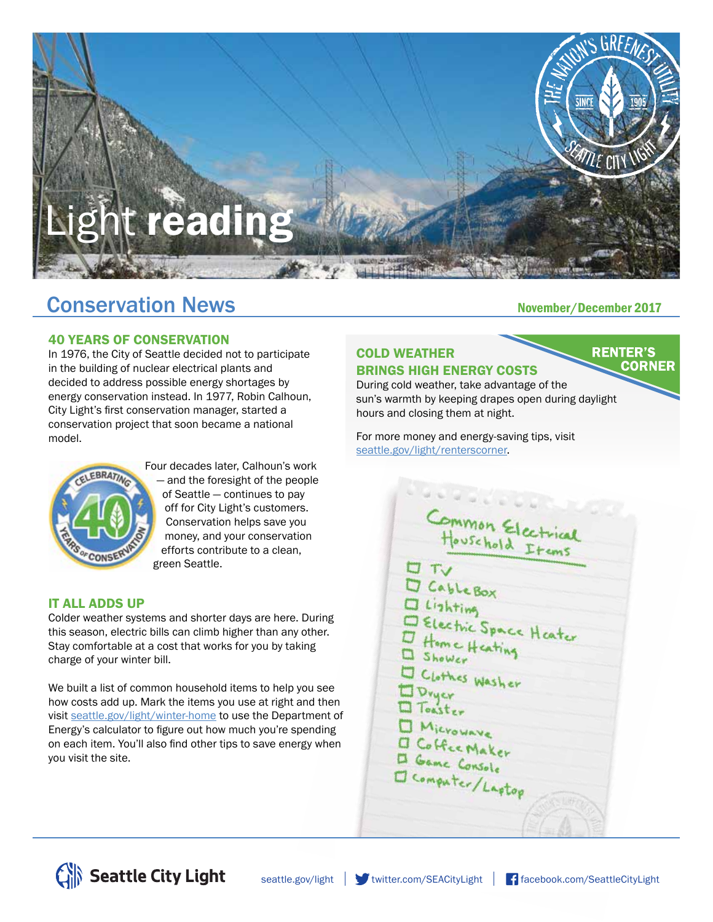# Light reading

## Conservation News

November/December 2017

### 40 YEARS OF CONSERVATION

In 1976, the City of Seattle decided not to participate in the building of nuclear electrical plants and decided to address possible energy shortages by energy conservation instead. In 1977, Robin Calhoun, City Light's first conservation manager, started a conservation project that soon became a national model.

Four decades later, Calhoun's work — and the foresight of the people of Seattle — continues to pay off for City Light's customers. Conservation helps save you money, and your conservation efforts contribute to a clean, green Seattle.

### IT ALL ADDS UP

Colder weather systems and shorter days are here. During this season, electric bills can climb higher than any other. Stay comfortable at a cost that works for you by taking charge of your winter bill.

We built a list of common household items to help you see how costs add up. Mark the items you use at right and then visit seattle.gov/light/winter-home to use the Department of Energy's calculator to figure out how much you're spending on each item. You'll also find other tips to save energy when you visit the site.

### RENTER'S CORNER

### COLD WEATHER BRINGS HIGH ENERGY COSTS

During cold weather, take advantage of the sun's warmth by keeping drapes open during daylight hours and closing them at night.

For more money and energy-saving tips, visit seattle.gov/light/renterscorner.

**Common Electrical Household Items**

- [ ] TV
- [ ] Cable Box
- [ ] Lighting
- [ ] Electric Space Heater
- [ ] Home Heating
- [ ] Shower
- [ ] Clothes Washer
- [ ] Dryer
- [ ] Toaster
- [ ] Microwave
- [ ] Coffee Maker
- [ ] Game Console
- [ ] Computer/Laptop

Seattle City Light | seattle.gov/light | twitter.com/SEACityLight | facebook.com/SeattleCityLight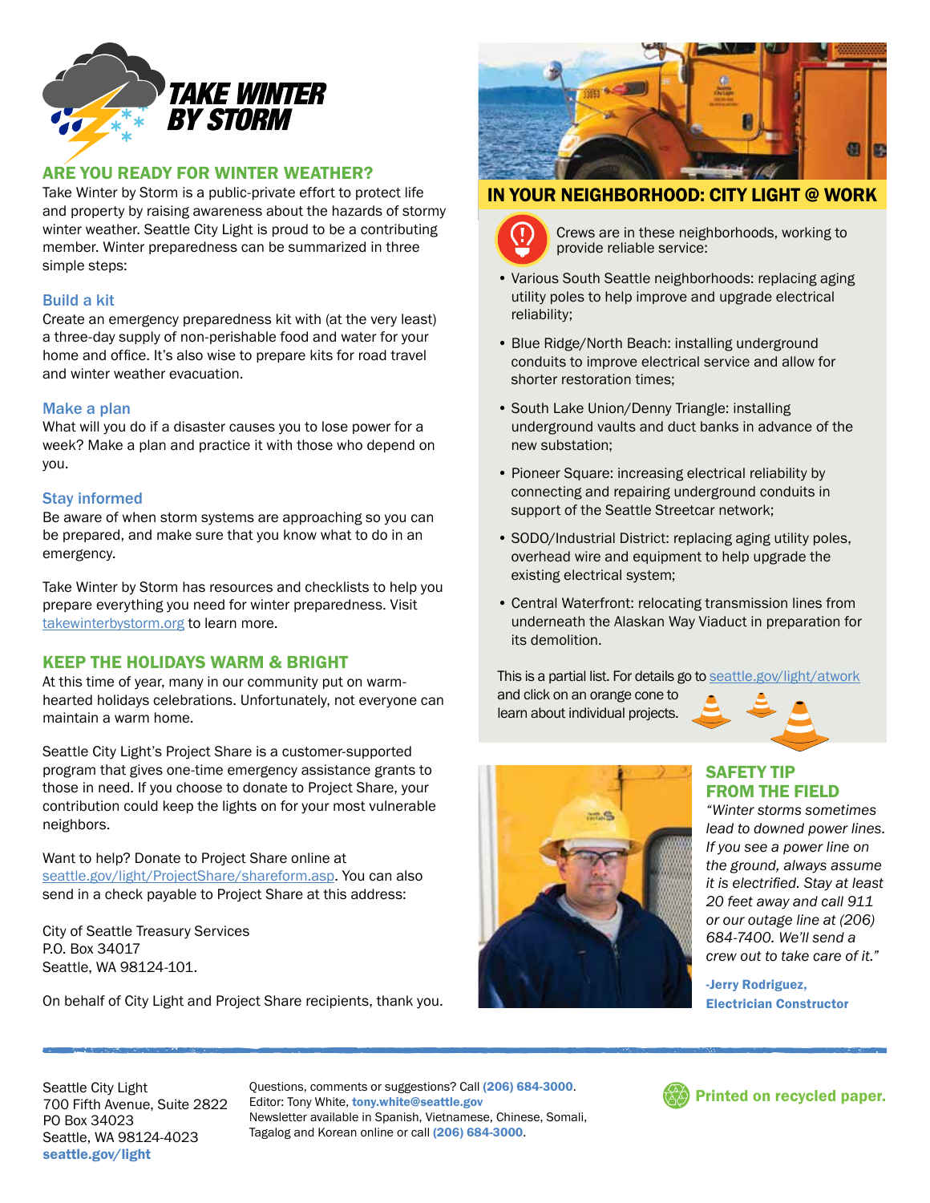# TAKE WINTER BY STORM

## ARE YOU READY FOR WINTER WEATHER?

Take Winter by Storm is a public-private effort to protect life and property by raising awareness about the hazards of stormy winter weather. Seattle City Light is proud to be a contributing member. Winter preparedness can be summarized in three simple steps:

### Build a kit

Create an emergency preparedness kit with (at the very least) a three-day supply of non-perishable food and water for your home and office. It's also wise to prepare kits for road travel and winter weather evacuation.

### Make a plan

What will you do if a disaster causes you to lose power for a week? Make a plan and practice it with those who depend on you.

### Stay informed

Be aware of when storm systems are approaching so you can be prepared, and make sure that you know what to do in an emergency.

Take Winter by Storm has resources and checklists to help you prepare everything you need for winter preparedness. Visit takewinterbystorm.org to learn more.

## KEEP THE HOLIDAYS WARM & BRIGHT

At this time of year, many in our community put on warm-hearted holidays celebrations. Unfortunately, not everyone can maintain a warm home.

Seattle City Light's Project Share is a customer-supported program that gives one-time emergency assistance grants to those in need. If you choose to donate to Project Share, your contribution could keep the lights on for your most vulnerable neighbors.

Want to help? Donate to Project Share online at seattle.gov/light/ProjectShare/shareform.asp. You can also send in a check payable to Project Share at this address:

City of Seattle Treasury Services
P.O. Box 34017
Seattle, WA 98124-101.

On behalf of City Light and Project Share recipients, thank you.

## IN YOUR NEIGHBORHOOD: CITY LIGHT @ WORK

Crews are in these neighborhoods, working to provide reliable service:

- Various South Seattle neighborhoods: replacing aging utility poles to help improve and upgrade electrical reliability;
- Blue Ridge/North Beach: installing underground conduits to improve electrical service and allow for shorter restoration times;
- South Lake Union/Denny Triangle: installing underground vaults and duct banks in advance of the new substation;
- Pioneer Square: increasing electrical reliability by connecting and repairing underground conduits in support of the Seattle Streetcar network;
- SODO/Industrial District: replacing aging utility poles, overhead wire and equipment to help upgrade the existing electrical system;
- Central Waterfront: relocating transmission lines from underneath the Alaskan Way Viaduct in preparation for its demolition.

This is a partial list. For details go to seattle.gov/light/atwork and click on an orange cone to learn about individual projects.

## SAFETY TIP FROM THE FIELD

*"Winter storms sometimes lead to downed power lines. If you see a power line on the ground, always assume it is electrified. Stay at least 20 feet away and call 911 or our outage line at (206) 684-7400. We'll send a crew out to take care of it."*

**-Jerry Rodriguez, Electrician Constructor**

---

Seattle City Light
700 Fifth Avenue, Suite 2822
PO Box 34023
Seattle, WA 98124-4023
**seattle.gov/light**

Questions, comments or suggestions? Call **(206) 684-3000**.
Editor: Tony White, **tony.white@seattle.gov**
Newsletter available in Spanish, Vietnamese, Chinese, Somali, Tagalog and Korean online or call **(206) 684-3000**.

**Printed on recycled paper.**